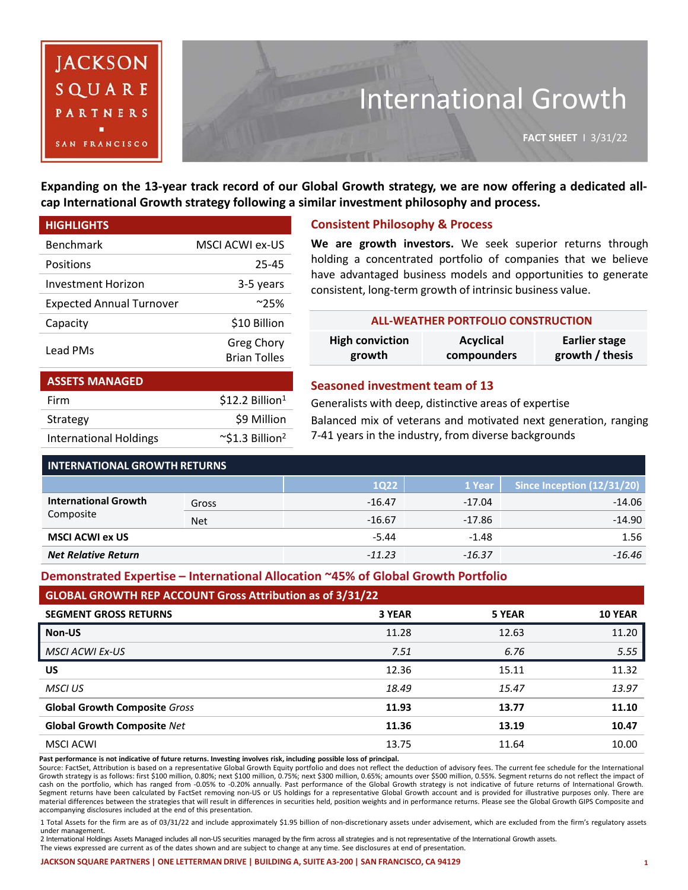# International Growth

**FACT SHEET** | 3/31/22

JACKSON SQUARE PARTNERS · SAN FRANCISCO

**Expanding on the 13-year track record of our Global Growth strategy, we are now offering a dedicated all-cap International Growth strategy following a similar investment philosophy and process.**

| HIGHLIGHTS | |
|---|---|
| Benchmark | MSCI ACWI ex-US |
| Positions | 25-45 |
| Investment Horizon | 3-5 years |
| Expected Annual Turnover | ~25% |
| Capacity | $10 Billion |
| Lead PMs | Greg Chory<br>Brian Tolles |

| ASSETS MANAGED | |
|---|---|
| Firm | $12.2 Billion[1] |
| Strategy | $9 Million |
| International Holdings | ~$1.3 Billion[2] |

## Consistent Philosophy & Process

**We are growth investors.** We seek superior returns through holding a concentrated portfolio of companies that we believe have advantaged business models and opportunities to generate consistent, long-term growth of intrinsic business value.

| ALL-WEATHER PORTFOLIO CONSTRUCTION | | |
|---|---|---|
| High conviction growth | Acyclical compounders | Earlier stage growth / thesis |

## Seasoned investment team of 13

Generalists with deep, distinctive areas of expertise

Balanced mix of veterans and motivated next generation, ranging 7-41 years in the industry, from diverse backgrounds

### INTERNATIONAL GROWTH RETURNS

| | | 1Q22 | 1 Year | Since Inception (12/31/20) |
|---|---|---|---|---|
| **International Growth** Composite | Gross | -16.47 | -17.04 | -14.06 |
| | Net | -16.67 | -17.86 | -14.90 |
| **MSCI ACWI ex US** | | -5.44 | -1.48 | 1.56 |
| ***Net Relative Return*** | | *-11.23* | *-16.37* | *-16.46* |

## Demonstrated Expertise – International Allocation ~45% of Global Growth Portfolio

### GLOBAL GROWTH REP ACCOUNT Gross Attribution as of 3/31/22

| SEGMENT GROSS RETURNS | 3 YEAR | 5 YEAR | 10 YEAR |
|---|---|---|---|
| **Non-US** | 11.28 | 12.63 | 11.20 |
| *MSCI ACWI Ex-US* | *7.51* | *6.76* | *5.55* |
| **US** | 12.36 | 15.11 | 11.32 |
| *MSCI US* | *18.49* | *15.47* | *13.97* |
| **Global Growth Composite** *Gross* | **11.93** | **13.77** | **11.10** |
| **Global Growth Composite** *Net* | **11.36** | **13.19** | **10.47** |
| MSCI ACWI | 13.75 | 11.64 | 10.00 |

**Past performance is not indicative of future returns. Investing involves risk, including possible loss of principal.**

Source: FactSet, Attribution is based on a representative Global Growth Equity portfolio and does not reflect the deduction of advisory fees. The current fee schedule for the International Growth strategy is as follows: first $100 million, 0.80%; next $100 million, 0.75%; next $300 million, 0.65%; amounts over $500 million, 0.55%. Segment returns do not reflect the impact of cash on the portfolio, which has ranged from -0.05% to -0.20% annually. Past performance of the Global Growth strategy is not indicative of future returns of International Growth. Segment returns have been calculated by FactSet removing non-US or US holdings for a representative Global Growth account and is provided for illustrative purposes only. There are material differences between the strategies that will result in differences in securities held, position weights and in performance returns. Please see the Global Growth GIPS Composite and accompanying disclosures included at the end of this presentation.

1 Total Assets for the firm are as of 03/31/22 and include approximately $1.95 billion of non-discretionary assets under advisement, which are excluded from the firm's regulatory assets under management.

2 International Holdings Assets Managed includes all non-US securities managed by the firm across all strategies and is not representative of the International Growth assets.

The views expressed are current as of the dates shown and are subject to change at any time. See disclosures at end of presentation.

JACKSON SQUARE PARTNERS | ONE LETTERMAN DRIVE | BUILDING A, SUITE A3-200 | SAN FRANCISCO, CA 94129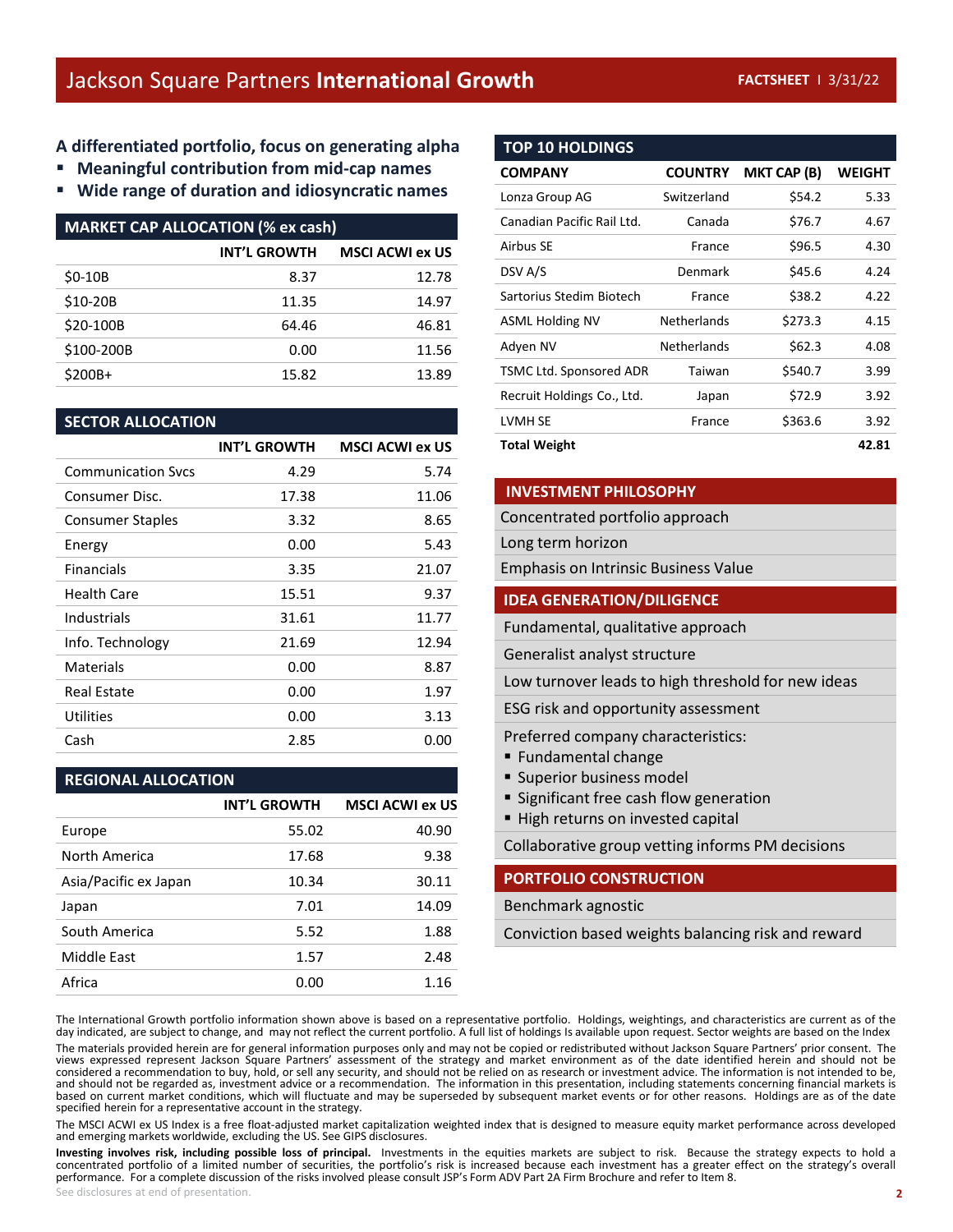# Jackson Square Partners **International Growth**

**FACTSHEET | 3/31/22**

### A differentiated portfolio, focus on generating alpha

- **Meaningful contribution from mid-cap names**
- **Wide range of duration and idiosyncratic names**

### MARKET CAP ALLOCATION (% ex cash)

| | INT'L GROWTH | MSCI ACWI ex US |
|---|---|---|
| $0-10B | 8.37 | 12.78 |
| $10-20B | 11.35 | 14.97 |
| $20-100B | 64.46 | 46.81 |
| $100-200B | 0.00 | 11.56 |
| $200B+ | 15.82 | 13.89 |

### SECTOR ALLOCATION

| | INT'L GROWTH | MSCI ACWI ex US |
|---|---|---|
| Communication Svcs | 4.29 | 5.74 |
| Consumer Disc. | 17.38 | 11.06 |
| Consumer Staples | 3.32 | 8.65 |
| Energy | 0.00 | 5.43 |
| Financials | 3.35 | 21.07 |
| Health Care | 15.51 | 9.37 |
| Industrials | 31.61 | 11.77 |
| Info. Technology | 21.69 | 12.94 |
| Materials | 0.00 | 8.87 |
| Real Estate | 0.00 | 1.97 |
| Utilities | 0.00 | 3.13 |
| Cash | 2.85 | 0.00 |

### REGIONAL ALLOCATION

| | INT'L GROWTH | MSCI ACWI ex US |
|---|---|---|
| Europe | 55.02 | 40.90 |
| North America | 17.68 | 9.38 |
| Asia/Pacific ex Japan | 10.34 | 30.11 |
| Japan | 7.01 | 14.09 |
| South America | 5.52 | 1.88 |
| Middle East | 1.57 | 2.48 |
| Africa | 0.00 | 1.16 |

### TOP 10 HOLDINGS

| COMPANY | COUNTRY | MKT CAP (B) | WEIGHT |
|---|---|---|---|
| Lonza Group AG | Switzerland | $54.2 | 5.33 |
| Canadian Pacific Rail Ltd. | Canada | $76.7 | 4.67 |
| Airbus SE | France | $96.5 | 4.30 |
| DSV A/S | Denmark | $45.6 | 4.24 |
| Sartorius Stedim Biotech | France | $38.2 | 4.22 |
| ASML Holding NV | Netherlands | $273.3 | 4.15 |
| Adyen NV | Netherlands | $62.3 | 4.08 |
| TSMC Ltd. Sponsored ADR | Taiwan | $540.7 | 3.99 |
| Recruit Holdings Co., Ltd. | Japan | $72.9 | 3.92 |
| LVMH SE | France | $363.6 | 3.92 |
| **Total Weight** | | | **42.81** |

### INVESTMENT PHILOSOPHY

- Concentrated portfolio approach
- Long term horizon
- Emphasis on Intrinsic Business Value

### IDEA GENERATION/DILIGENCE

- Fundamental, qualitative approach
- Generalist analyst structure
- Low turnover leads to high threshold for new ideas
- ESG risk and opportunity assessment
- Preferred company characteristics:
  - Fundamental change
  - Superior business model
  - Significant free cash flow generation
  - High returns on invested capital
- Collaborative group vetting informs PM decisions

### PORTFOLIO CONSTRUCTION

- Benchmark agnostic
- Conviction based weights balancing risk and reward

The International Growth portfolio information shown above is based on a representative portfolio. Holdings, weightings, and characteristics are current as of the day indicated, are subject to change, and may not reflect the current portfolio. A full list of holdings Is available upon request. Sector weights are based on the Index

The materials provided herein are for general information purposes only and may not be copied or redistributed without Jackson Square Partners' prior consent. The views expressed represent Jackson Square Partners' assessment of the strategy and market environment as of the date identified herein and should not be considered a recommendation to buy, hold, or sell any security, and should not be relied on as research or investment advice. The information is not intended to be, and should not be regarded as, investment advice or a recommendation. The information in this presentation, including statements concerning financial markets is based on current market conditions, which will fluctuate and may be superseded by subsequent market events or for other reasons. Holdings are as of the date specified herein for a representative account in the strategy.

The MSCI ACWI ex US Index is a free float-adjusted market capitalization weighted index that is designed to measure equity market performance across developed and emerging markets worldwide, excluding the US. See GIPS disclosures.

**Investing involves risk, including possible loss of principal.** Investments in the equities markets are subject to risk. Because the strategy expects to hold a concentrated portfolio of a limited number of securities, the portfolio's risk is increased because each investment has a greater effect on the strategy's overall performance. For a complete discussion of the risks involved please consult JSP's Form ADV Part 2A Firm Brochure and refer to Item 8.

See disclosures at end of presentation.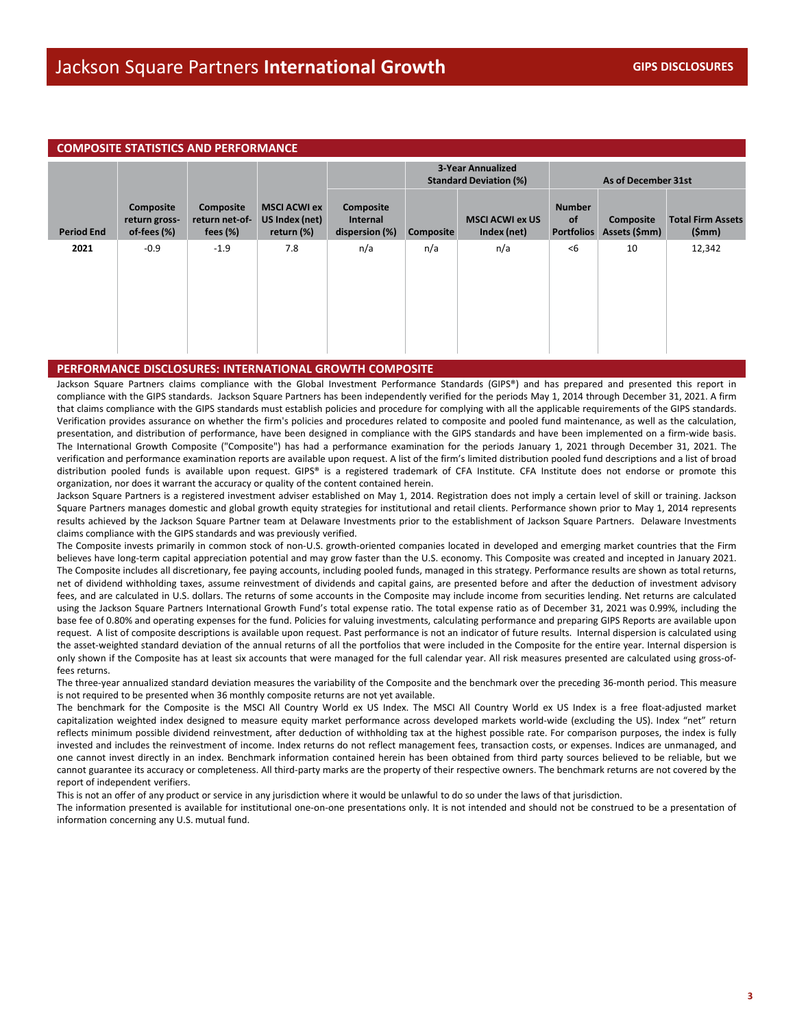# Jackson Square Partners **International Growth**

**GIPS DISCLOSURES**

## COMPOSITE STATISTICS AND PERFORMANCE

| | | | | | 3-Year Annualized Standard Deviation (%) | | As of December 31st | | |
|---|---|---|---|---|---|---|---|---|---|
| **Period End** | **Composite return gross-of-fees (%)** | **Composite return net-of-fees (%)** | **MSCI ACWI ex US Index (net) return (%)** | **Composite Internal dispersion (%)** | **Composite** | **MSCI ACWI ex US Index (net)** | **Number of Portfolios** | **Composite Assets ($mm)** | **Total Firm Assets ($mm)** |
| **2021** | -0.9 | -1.9 | 7.8 | n/a | n/a | n/a | <6 | 10 | 12,342 |

## PERFORMANCE DISCLOSURES: INTERNATIONAL GROWTH COMPOSITE

Jackson Square Partners claims compliance with the Global Investment Performance Standards (GIPS®) and has prepared and presented this report in compliance with the GIPS standards. Jackson Square Partners has been independently verified for the periods May 1, 2014 through December 31, 2021. A firm that claims compliance with the GIPS standards must establish policies and procedure for complying with all the applicable requirements of the GIPS standards. Verification provides assurance on whether the firm's policies and procedures related to composite and pooled fund maintenance, as well as the calculation, presentation, and distribution of performance, have been designed in compliance with the GIPS standards and have been implemented on a firm-wide basis. The International Growth Composite ("Composite") has had a performance examination for the periods January 1, 2021 through December 31, 2021. The verification and performance examination reports are available upon request. A list of the firm's limited distribution pooled fund descriptions and a list of broad distribution pooled funds is available upon request. GIPS® is a registered trademark of CFA Institute. CFA Institute does not endorse or promote this organization, nor does it warrant the accuracy or quality of the content contained herein.

Jackson Square Partners is a registered investment adviser established on May 1, 2014. Registration does not imply a certain level of skill or training. Jackson Square Partners manages domestic and global growth equity strategies for institutional and retail clients. Performance shown prior to May 1, 2014 represents results achieved by the Jackson Square Partner team at Delaware Investments prior to the establishment of Jackson Square Partners. Delaware Investments claims compliance with the GIPS standards and was previously verified.

The Composite invests primarily in common stock of non-U.S. growth-oriented companies located in developed and emerging market countries that the Firm believes have long-term capital appreciation potential and may grow faster than the U.S. economy. This Composite was created and incepted in January 2021. The Composite includes all discretionary, fee paying accounts, including pooled funds, managed in this strategy. Performance results are shown as total returns, net of dividend withholding taxes, assume reinvestment of dividends and capital gains, are presented before and after the deduction of investment advisory fees, and are calculated in U.S. dollars. The returns of some accounts in the Composite may include income from securities lending. Net returns are calculated using the Jackson Square Partners International Growth Fund's total expense ratio. The total expense ratio as of December 31, 2021 was 0.99%, including the base fee of 0.80% and operating expenses for the fund. Policies for valuing investments, calculating performance and preparing GIPS Reports are available upon request. A list of composite descriptions is available upon request. Past performance is not an indicator of future results. Internal dispersion is calculated using the asset-weighted standard deviation of the annual returns of all the portfolios that were included in the Composite for the entire year. Internal dispersion is only shown if the Composite has at least six accounts that were managed for the full calendar year. All risk measures presented are calculated using gross-of-fees returns.

The three-year annualized standard deviation measures the variability of the Composite and the benchmark over the preceding 36-month period. This measure is not required to be presented when 36 monthly composite returns are not yet available.

The benchmark for the Composite is the MSCI All Country World ex US Index. The MSCI All Country World ex US Index is a free float-adjusted market capitalization weighted index designed to measure equity market performance across developed markets world-wide (excluding the US). Index "net" return reflects minimum possible dividend reinvestment, after deduction of withholding tax at the highest possible rate. For comparison purposes, the index is fully invested and includes the reinvestment of income. Index returns do not reflect management fees, transaction costs, or expenses. Indices are unmanaged, and one cannot invest directly in an index. Benchmark information contained herein has been obtained from third party sources believed to be reliable, but we cannot guarantee its accuracy or completeness. All third-party marks are the property of their respective owners. The benchmark returns are not covered by the report of independent verifiers.

This is not an offer of any product or service in any jurisdiction where it would be unlawful to do so under the laws of that jurisdiction.

The information presented is available for institutional one-on-one presentations only. It is not intended and should not be construed to be a presentation of information concerning any U.S. mutual fund.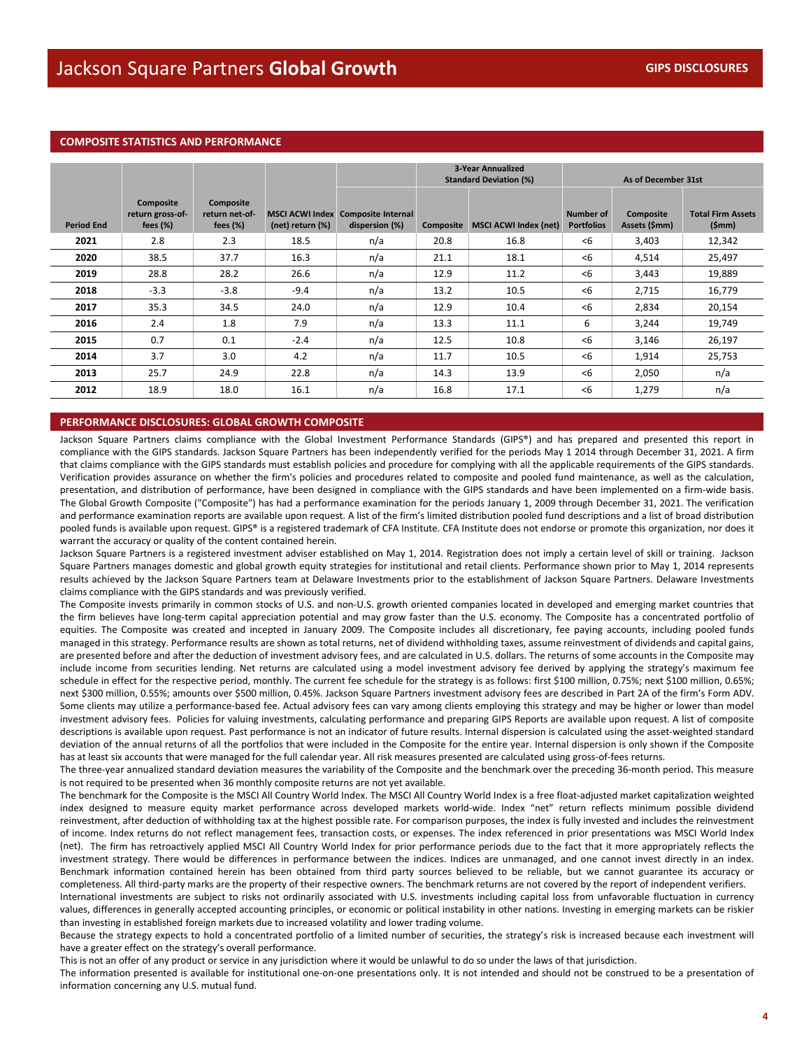# Jackson Square Partners **Global Growth**

**GIPS DISCLOSURES**

## COMPOSITE STATISTICS AND PERFORMANCE

| | | | | | 3-Year Annualized Standard Deviation (%) | | As of December 31st | | |
|---|---|---|---|---|---|---|---|---|---|
| Period End | Composite return gross-of-fees (%) | Composite return net-of-fees (%) | MSCI ACWI Index (net) return (%) | Composite Internal dispersion (%) | Composite | MSCI ACWI Index (net) | Number of Portfolios | Composite Assets ($mm) | Total Firm Assets ($mm) |
| **2021** | 2.8 | 2.3 | 18.5 | n/a | 20.8 | 16.8 | <6 | 3,403 | 12,342 |
| **2020** | 38.5 | 37.7 | 16.3 | n/a | 21.1 | 18.1 | <6 | 4,514 | 25,497 |
| **2019** | 28.8 | 28.2 | 26.6 | n/a | 12.9 | 11.2 | <6 | 3,443 | 19,889 |
| **2018** | -3.3 | -3.8 | -9.4 | n/a | 13.2 | 10.5 | <6 | 2,715 | 16,779 |
| **2017** | 35.3 | 34.5 | 24.0 | n/a | 12.9 | 10.4 | <6 | 2,834 | 20,154 |
| **2016** | 2.4 | 1.8 | 7.9 | n/a | 13.3 | 11.1 | 6 | 3,244 | 19,749 |
| **2015** | 0.7 | 0.1 | -2.4 | n/a | 12.5 | 10.8 | <6 | 3,146 | 26,197 |
| **2014** | 3.7 | 3.0 | 4.2 | n/a | 11.7 | 10.5 | <6 | 1,914 | 25,753 |
| **2013** | 25.7 | 24.9 | 22.8 | n/a | 14.3 | 13.9 | <6 | 2,050 | n/a |
| **2012** | 18.9 | 18.0 | 16.1 | n/a | 16.8 | 17.1 | <6 | 1,279 | n/a |

## PERFORMANCE DISCLOSURES: GLOBAL GROWTH COMPOSITE

Jackson Square Partners claims compliance with the Global Investment Performance Standards (GIPS®) and has prepared and presented this report in compliance with the GIPS standards. Jackson Square Partners has been independently verified for the periods May 1 2014 through December 31, 2021. A firm that claims compliance with the GIPS standards must establish policies and procedure for complying with all the applicable requirements of the GIPS standards. Verification provides assurance on whether the firm's policies and procedures related to composite and pooled fund maintenance, as well as the calculation, presentation, and distribution of performance, have been designed in compliance with the GIPS standards and have been implemented on a firm-wide basis. The Global Growth Composite ("Composite") has had a performance examination for the periods January 1, 2009 through December 31, 2021. The verification and performance examination reports are available upon request. A list of the firm's limited distribution pooled fund descriptions and a list of broad distribution pooled funds is available upon request. GIPS® is a registered trademark of CFA Institute. CFA Institute does not endorse or promote this organization, nor does it warrant the accuracy or quality of the content contained herein.

Jackson Square Partners is a registered investment adviser established on May 1, 2014. Registration does not imply a certain level of skill or training. Jackson Square Partners manages domestic and global growth equity strategies for institutional and retail clients. Performance shown prior to May 1, 2014 represents results achieved by the Jackson Square Partners team at Delaware Investments prior to the establishment of Jackson Square Partners. Delaware Investments claims compliance with the GIPS standards and was previously verified.

The Composite invests primarily in common stocks of U.S. and non-U.S. growth oriented companies located in developed and emerging market countries that the firm believes have long-term capital appreciation potential and may grow faster than the U.S. economy. The Composite has a concentrated portfolio of equities. The Composite was created and incepted in January 2009. The Composite includes all discretionary, fee paying accounts, including pooled funds managed in this strategy. Performance results are shown as total returns, net of dividend withholding taxes, assume reinvestment of dividends and capital gains, are presented before and after the deduction of investment advisory fees, and are calculated in U.S. dollars. The returns of some accounts in the Composite may include income from securities lending. Net returns are calculated using a model investment advisory fee derived by applying the strategy's maximum fee schedule in effect for the respective period, monthly. The current fee schedule for the strategy is as follows: first $100 million, 0.75%; next $100 million, 0.65%; next $300 million, 0.55%; amounts over $500 million, 0.45%. Jackson Square Partners investment advisory fees are described in Part 2A of the firm's Form ADV. Some clients may utilize a performance-based fee. Actual advisory fees can vary among clients employing this strategy and may be higher or lower than model investment advisory fees. Policies for valuing investments, calculating performance and preparing GIPS Reports are available upon request. A list of composite descriptions is available upon request. Past performance is not an indicator of future results. Internal dispersion is calculated using the asset-weighted standard deviation of the annual returns of all the portfolios that were included in the Composite for the entire year. Internal dispersion is only shown if the Composite has at least six accounts that were managed for the full calendar year. All risk measures presented are calculated using gross-of-fees returns.

The three-year annualized standard deviation measures the variability of the Composite and the benchmark over the preceding 36-month period. This measure is not required to be presented when 36 monthly composite returns are not yet available.

The benchmark for the Composite is the MSCI All Country World Index. The MSCI All Country World Index is a free float-adjusted market capitalization weighted index designed to measure equity market performance across developed markets world-wide. Index "net" return reflects minimum possible dividend reinvestment, after deduction of withholding tax at the highest possible rate. For comparison purposes, the index is fully invested and includes the reinvestment of income. Index returns do not reflect management fees, transaction costs, or expenses. The index referenced in prior presentations was MSCI World Index (net). The firm has retroactively applied MSCI All Country World Index for prior performance periods due to the fact that it more appropriately reflects the investment strategy. There would be differences in performance between the indices. Indices are unmanaged, and one cannot invest directly in an index. Benchmark information contained herein has been obtained from third party sources believed to be reliable, but we cannot guarantee its accuracy or completeness. All third-party marks are the property of their respective owners. The benchmark returns are not covered by the report of independent verifiers.

International investments are subject to risks not ordinarily associated with U.S. investments including capital loss from unfavorable fluctuation in currency values, differences in generally accepted accounting principles, or economic or political instability in other nations. Investing in emerging markets can be riskier than investing in established foreign markets due to increased volatility and lower trading volume.

Because the strategy expects to hold a concentrated portfolio of a limited number of securities, the strategy's risk is increased because each investment will have a greater effect on the strategy's overall performance.

This is not an offer of any product or service in any jurisdiction where it would be unlawful to do so under the laws of that jurisdiction.

The information presented is available for institutional one-on-one presentations only. It is not intended and should not be construed to be a presentation of information concerning any U.S. mutual fund.